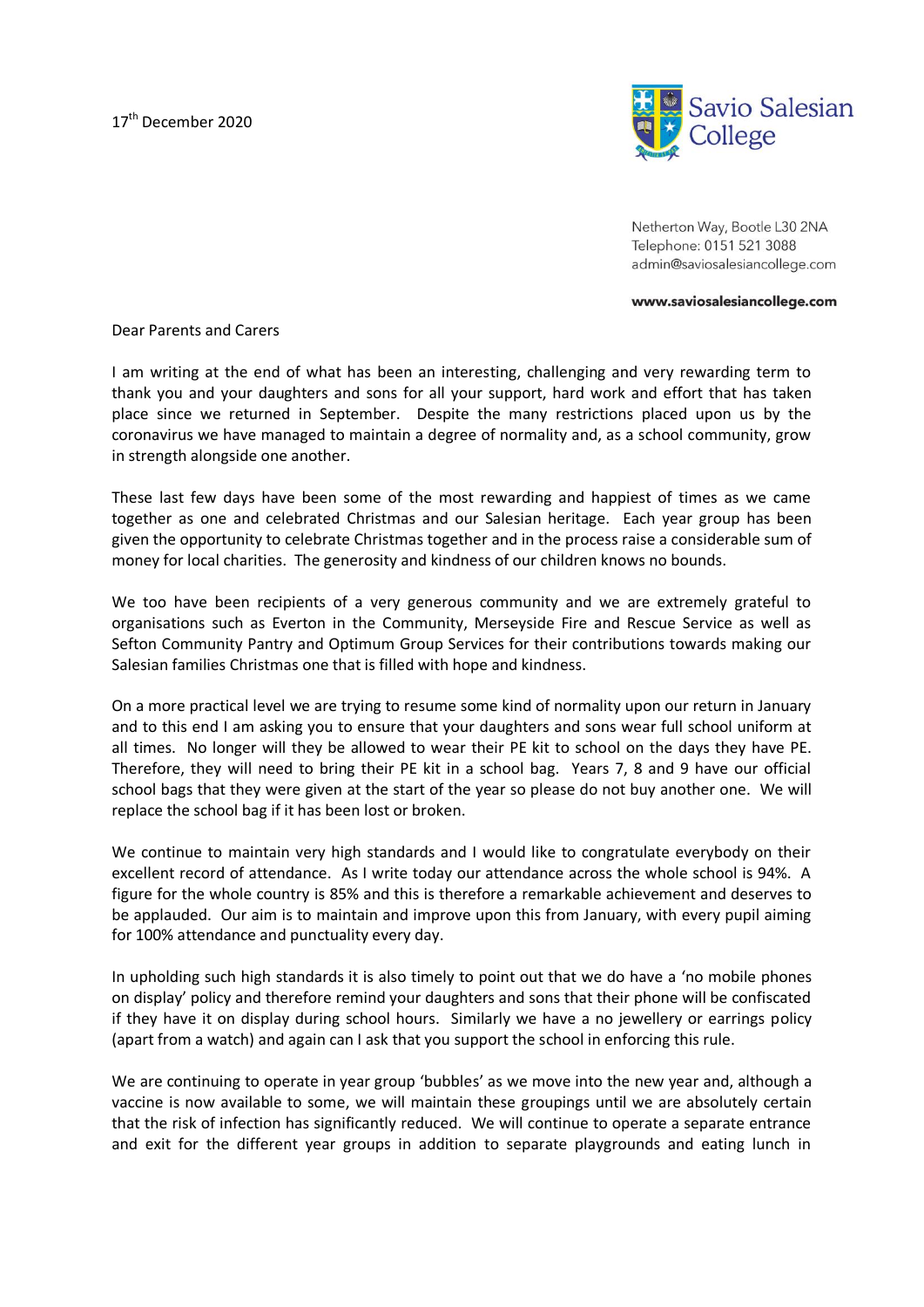17th December 2020

Savio Salesian College

Netherton Way, Bootle L30 2NA
Telephone: 0151 521 3088
admin@saviosalesiancollege.com

**www.saviosalesiancollege.com**

Dear Parents and Carers

I am writing at the end of what has been an interesting, challenging and very rewarding term to thank you and your daughters and sons for all your support, hard work and effort that has taken place since we returned in September. Despite the many restrictions placed upon us by the coronavirus we have managed to maintain a degree of normality and, as a school community, grow in strength alongside one another.

These last few days have been some of the most rewarding and happiest of times as we came together as one and celebrated Christmas and our Salesian heritage. Each year group has been given the opportunity to celebrate Christmas together and in the process raise a considerable sum of money for local charities. The generosity and kindness of our children knows no bounds.

We too have been recipients of a very generous community and we are extremely grateful to organisations such as Everton in the Community, Merseyside Fire and Rescue Service as well as Sefton Community Pantry and Optimum Group Services for their contributions towards making our Salesian families Christmas one that is filled with hope and kindness.

On a more practical level we are trying to resume some kind of normality upon our return in January and to this end I am asking you to ensure that your daughters and sons wear full school uniform at all times. No longer will they be allowed to wear their PE kit to school on the days they have PE. Therefore, they will need to bring their PE kit in a school bag. Years 7, 8 and 9 have our official school bags that they were given at the start of the year so please do not buy another one. We will replace the school bag if it has been lost or broken.

We continue to maintain very high standards and I would like to congratulate everybody on their excellent record of attendance. As I write today our attendance across the whole school is 94%. A figure for the whole country is 85% and this is therefore a remarkable achievement and deserves to be applauded. Our aim is to maintain and improve upon this from January, with every pupil aiming for 100% attendance and punctuality every day.

In upholding such high standards it is also timely to point out that we do have a 'no mobile phones on display' policy and therefore remind your daughters and sons that their phone will be confiscated if they have it on display during school hours. Similarly we have a no jewellery or earrings policy (apart from a watch) and again can I ask that you support the school in enforcing this rule.

We are continuing to operate in year group 'bubbles' as we move into the new year and, although a vaccine is now available to some, we will maintain these groupings until we are absolutely certain that the risk of infection has significantly reduced. We will continue to operate a separate entrance and exit for the different year groups in addition to separate playgrounds and eating lunch in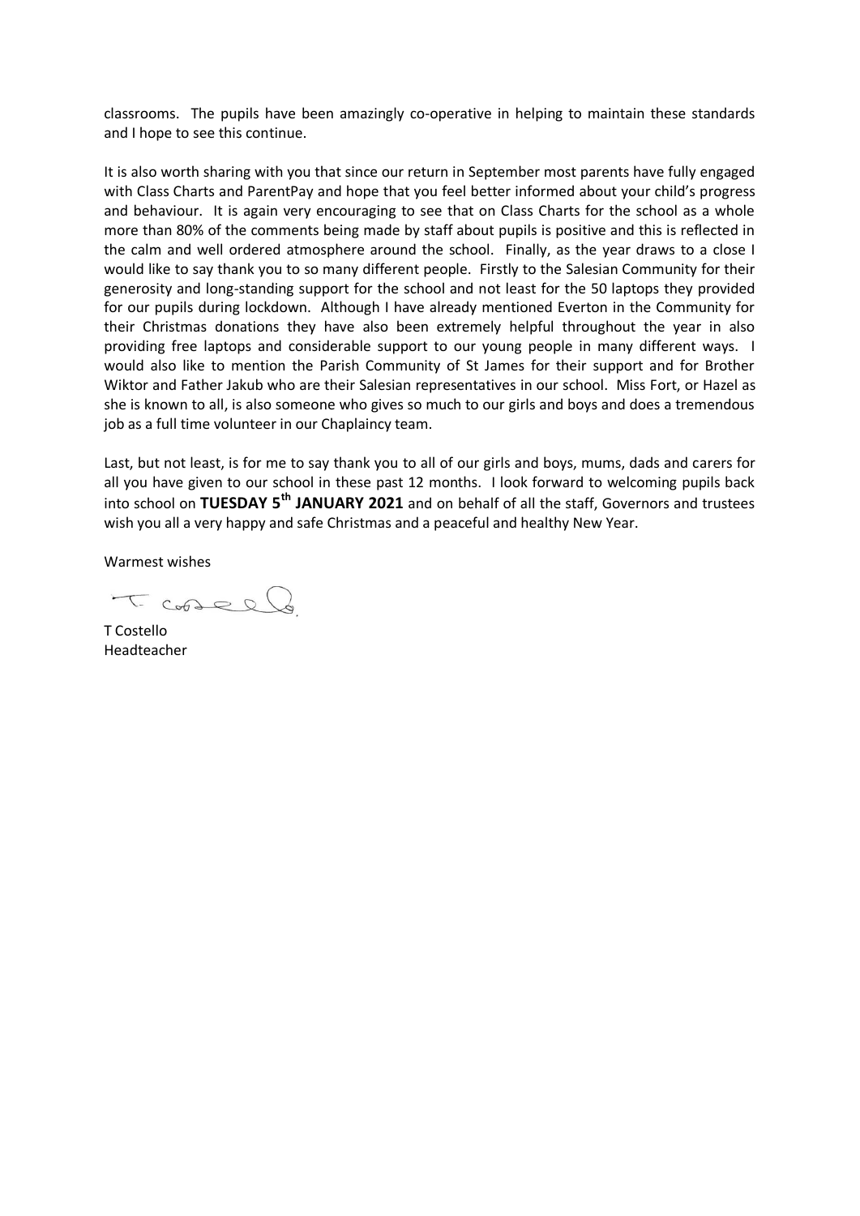classrooms. The pupils have been amazingly co-operative in helping to maintain these standards and I hope to see this continue.

It is also worth sharing with you that since our return in September most parents have fully engaged with Class Charts and ParentPay and hope that you feel better informed about your child's progress and behaviour. It is again very encouraging to see that on Class Charts for the school as a whole more than 80% of the comments being made by staff about pupils is positive and this is reflected in the calm and well ordered atmosphere around the school. Finally, as the year draws to a close I would like to say thank you to so many different people. Firstly to the Salesian Community for their generosity and long-standing support for the school and not least for the 50 laptops they provided for our pupils during lockdown. Although I have already mentioned Everton in the Community for their Christmas donations they have also been extremely helpful throughout the year in also providing free laptops and considerable support to our young people in many different ways. I would also like to mention the Parish Community of St James for their support and for Brother Wiktor and Father Jakub who are their Salesian representatives in our school. Miss Fort, or Hazel as she is known to all, is also someone who gives so much to our girls and boys and does a tremendous job as a full time volunteer in our Chaplaincy team.

Last, but not least, is for me to say thank you to all of our girls and boys, mums, dads and carers for all you have given to our school in these past 12 months. I look forward to welcoming pupils back into school on **TUESDAY 5th JANUARY 2021** and on behalf of all the staff, Governors and trustees wish you all a very happy and safe Christmas and a peaceful and healthy New Year.

Warmest wishes

T Costello
Headteacher